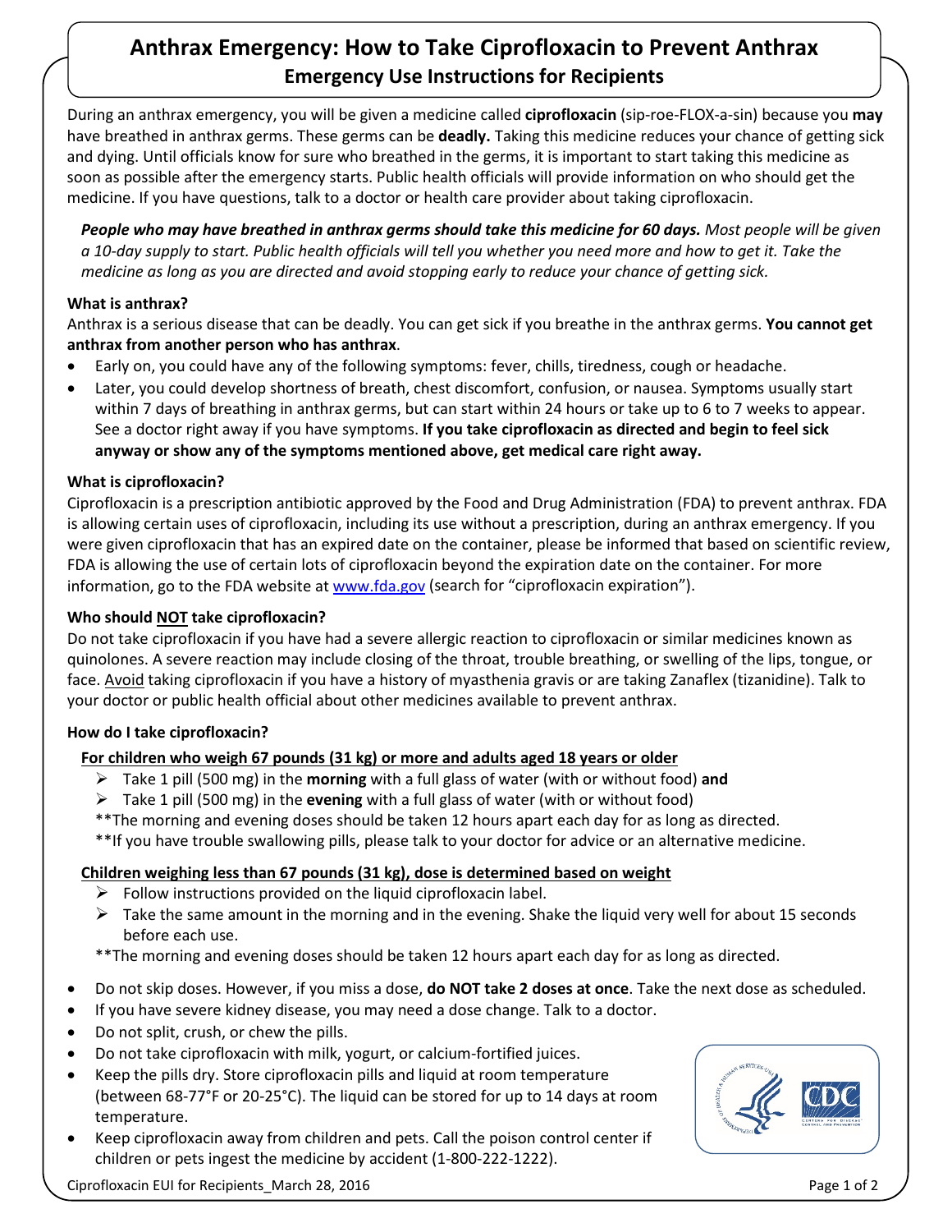# Anthrax Emergency: How to Take Ciprofloxacin to Prevent Anthrax

## Emergency Use Instructions for Recipients

During an anthrax emergency, you will be given a medicine called **ciprofloxacin** (sip-roe-FLOX-a-sin) because you **may** have breathed in anthrax germs. These germs can be **deadly.** Taking this medicine reduces your chance of getting sick and dying. Until officials know for sure who breathed in the germs, it is important to start taking this medicine as soon as possible after the emergency starts. Public health officials will provide information on who should get the medicine. If you have questions, talk to a doctor or health care provider about taking ciprofloxacin.

***People who may have breathed in anthrax germs should take this medicine for 60 days.*** *Most people will be given a 10-day supply to start. Public health officials will tell you whether you need more and how to get it. Take the medicine as long as you are directed and avoid stopping early to reduce your chance of getting sick.*

### What is anthrax?

Anthrax is a serious disease that can be deadly. You can get sick if you breathe in the anthrax germs. **You cannot get anthrax from another person who has anthrax**.

- Early on, you could have any of the following symptoms: fever, chills, tiredness, cough or headache.
- Later, you could develop shortness of breath, chest discomfort, confusion, or nausea. Symptoms usually start within 7 days of breathing in anthrax germs, but can start within 24 hours or take up to 6 to 7 weeks to appear. See a doctor right away if you have symptoms. **If you take ciprofloxacin as directed and begin to feel sick anyway or show any of the symptoms mentioned above, get medical care right away.**

### What is ciprofloxacin?

Ciprofloxacin is a prescription antibiotic approved by the Food and Drug Administration (FDA) to prevent anthrax. FDA is allowing certain uses of ciprofloxacin, including its use without a prescription, during an anthrax emergency. If you were given ciprofloxacin that has an expired date on the container, please be informed that based on scientific review, FDA is allowing the use of certain lots of ciprofloxacin beyond the expiration date on the container. For more information, go to the FDA website at www.fda.gov (search for "ciprofloxacin expiration").

### Who should NOT take ciprofloxacin?

Do not take ciprofloxacin if you have had a severe allergic reaction to ciprofloxacin or similar medicines known as quinolones. A severe reaction may include closing of the throat, trouble breathing, or swelling of the lips, tongue, or face. Avoid taking ciprofloxacin if you have a history of myasthenia gravis or are taking Zanaflex (tizanidine). Talk to your doctor or public health official about other medicines available to prevent anthrax.

### How do I take ciprofloxacin?

**For children who weigh 67 pounds (31 kg) or more and adults aged 18 years or older**

- Take 1 pill (500 mg) in the **morning** with a full glass of water (with or without food) **and**
- Take 1 pill (500 mg) in the **evening** with a full glass of water (with or without food)

**The morning and evening doses should be taken 12 hours apart each day for as long as directed.

**If you have trouble swallowing pills, please talk to your doctor for advice or an alternative medicine.

**Children weighing less than 67 pounds (31 kg), dose is determined based on weight**

- Follow instructions provided on the liquid ciprofloxacin label.
- Take the same amount in the morning and in the evening. Shake the liquid very well for about 15 seconds before each use.

**The morning and evening doses should be taken 12 hours apart each day for as long as directed.

- Do not skip doses. However, if you miss a dose, **do NOT take 2 doses at once**. Take the next dose as scheduled.
- If you have severe kidney disease, you may need a dose change. Talk to a doctor.
- Do not split, crush, or chew the pills.
- Do not take ciprofloxacin with milk, yogurt, or calcium-fortified juices.
- Keep the pills dry. Store ciprofloxacin pills and liquid at room temperature (between 68-77°F or 20-25°C). The liquid can be stored for up to 14 days at room temperature.
- Keep ciprofloxacin away from children and pets. Call the poison control center if children or pets ingest the medicine by accident (1-800-222-1222).

Ciprofloxacin EUI for Recipients_March 28, 2016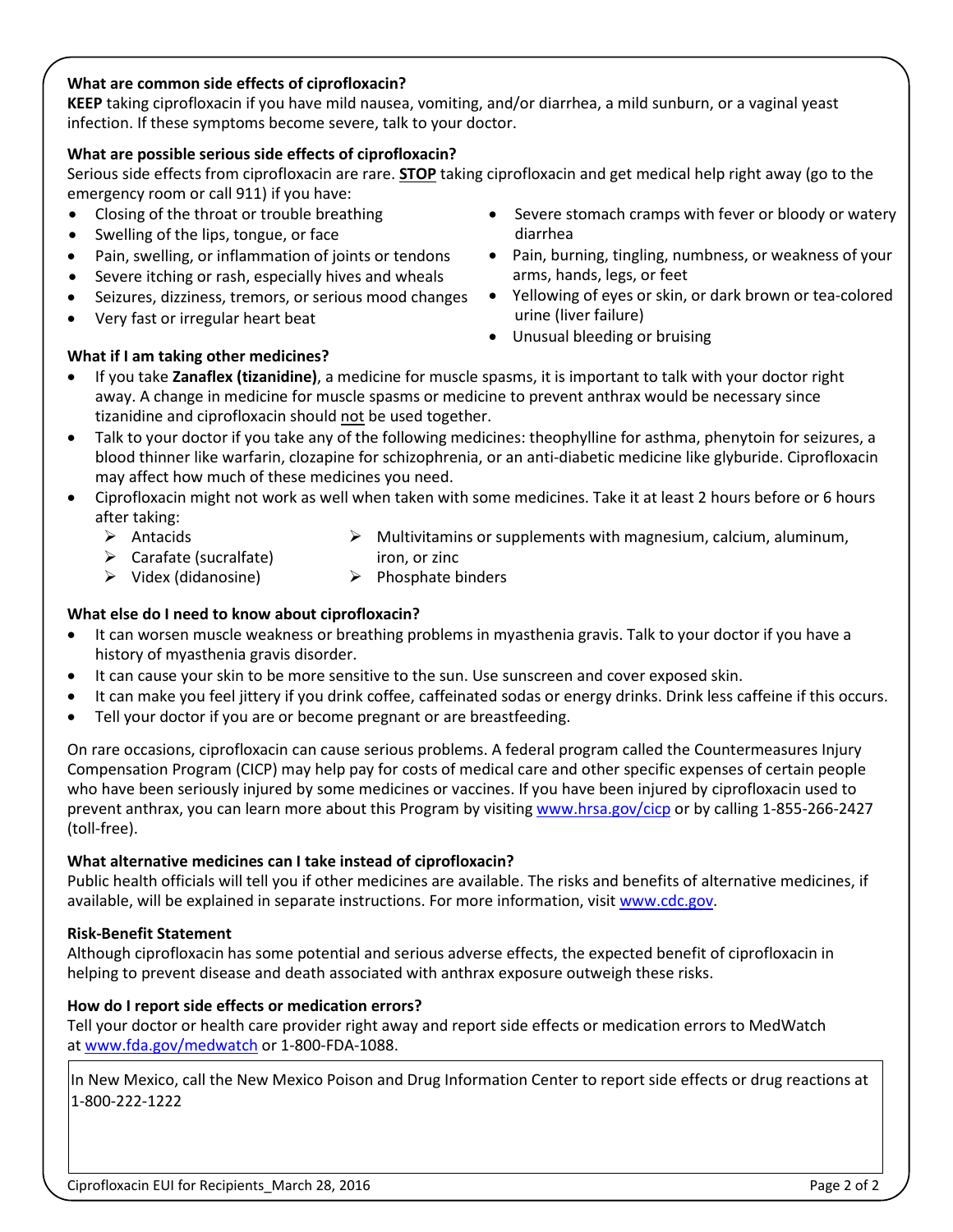**What are common side effects of ciprofloxacin?**

**KEEP** taking ciprofloxacin if you have mild nausea, vomiting, and/or diarrhea, a mild sunburn, or a vaginal yeast infection. If these symptoms become severe, talk to your doctor.

**What are possible serious side effects of ciprofloxacin?**

Serious side effects from ciprofloxacin are rare. **STOP** taking ciprofloxacin and get medical help right away (go to the emergency room or call 911) if you have:

- Closing of the throat or trouble breathing
- Swelling of the lips, tongue, or face
- Pain, swelling, or inflammation of joints or tendons
- Severe itching or rash, especially hives and wheals
- Seizures, dizziness, tremors, or serious mood changes
- Very fast or irregular heart beat
- Severe stomach cramps with fever or bloody or watery diarrhea
- Pain, burning, tingling, numbness, or weakness of your arms, hands, legs, or feet
- Yellowing of eyes or skin, or dark brown or tea-colored urine (liver failure)
- Unusual bleeding or bruising

**What if I am taking other medicines?**

- If you take **Zanaflex (tizanidine)**, a medicine for muscle spasms, it is important to talk with your doctor right away. A change in medicine for muscle spasms or medicine to prevent anthrax would be necessary since tizanidine and ciprofloxacin should not be used together.
- Talk to your doctor if you take any of the following medicines: theophylline for asthma, phenytoin for seizures, a blood thinner like warfarin, clozapine for schizophrenia, or an anti-diabetic medicine like glyburide. Ciprofloxacin may affect how much of these medicines you need.
- Ciprofloxacin might not work as well when taken with some medicines. Take it at least 2 hours before or 6 hours after taking:
  - Antacids
  - Carafate (sucralfate)
  - Videx (didanosine)
  - Multivitamins or supplements with magnesium, calcium, aluminum, iron, or zinc
  - Phosphate binders

**What else do I need to know about ciprofloxacin?**

- It can worsen muscle weakness or breathing problems in myasthenia gravis. Talk to your doctor if you have a history of myasthenia gravis disorder.
- It can cause your skin to be more sensitive to the sun. Use sunscreen and cover exposed skin.
- It can make you feel jittery if you drink coffee, caffeinated sodas or energy drinks. Drink less caffeine if this occurs.
- Tell your doctor if you are or become pregnant or are breastfeeding.

On rare occasions, ciprofloxacin can cause serious problems. A federal program called the Countermeasures Injury Compensation Program (CICP) may help pay for costs of medical care and other specific expenses of certain people who have been seriously injured by some medicines or vaccines. If you have been injured by ciprofloxacin used to prevent anthrax, you can learn more about this Program by visiting www.hrsa.gov/cicp or by calling 1-855-266-2427 (toll-free).

**What alternative medicines can I take instead of ciprofloxacin?**

Public health officials will tell you if other medicines are available. The risks and benefits of alternative medicines, if available, will be explained in separate instructions. For more information, visit www.cdc.gov.

**Risk-Benefit Statement**

Although ciprofloxacin has some potential and serious adverse effects, the expected benefit of ciprofloxacin in helping to prevent disease and death associated with anthrax exposure outweigh these risks.

**How do I report side effects or medication errors?**

Tell your doctor or health care provider right away and report side effects or medication errors to MedWatch at www.fda.gov/medwatch or 1-800-FDA-1088.

In New Mexico, call the New Mexico Poison and Drug Information Center to report side effects or drug reactions at 1-800-222-1222

Ciprofloxacin EUI for Recipients_March 28, 2016